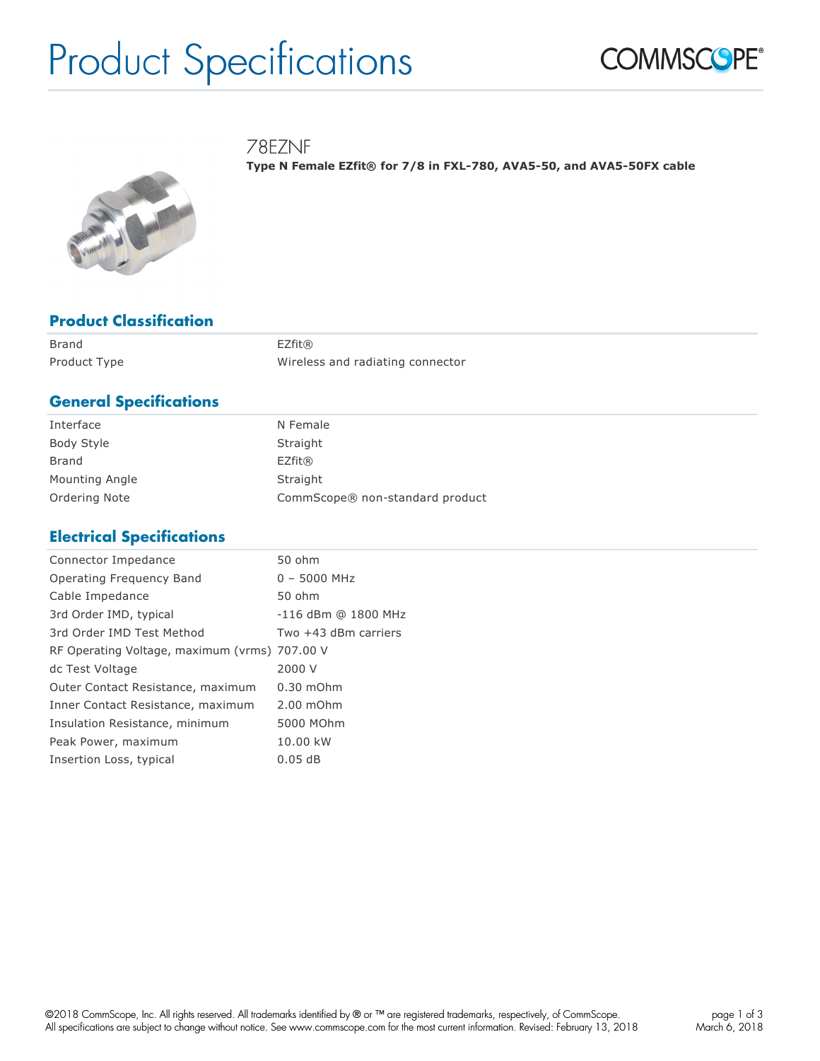# Product Specifications

COMMSCOPE®

## 78EZNF

**Type N Female EZfit® for 7/8 in FXL-780, AVA5-50, and AVA5-50FX cable**

### Product Classification

| | |
|---|---|
| Brand | EZfit® |
| Product Type | Wireless and radiating connector |

### General Specifications

| | |
|---|---|
| Interface | N Female |
| Body Style | Straight |
| Brand | EZfit® |
| Mounting Angle | Straight |
| Ordering Note | CommScope® non-standard product |

### Electrical Specifications

| | |
|---|---|
| Connector Impedance | 50 ohm |
| Operating Frequency Band | 0 – 5000 MHz |
| Cable Impedance | 50 ohm |
| 3rd Order IMD, typical | -116 dBm @ 1800 MHz |
| 3rd Order IMD Test Method | Two +43 dBm carriers |
| RF Operating Voltage, maximum (vrms) | 707.00 V |
| dc Test Voltage | 2000 V |
| Outer Contact Resistance, maximum | 0.30 mOhm |
| Inner Contact Resistance, maximum | 2.00 mOhm |
| Insulation Resistance, minimum | 5000 MOhm |
| Peak Power, maximum | 10.00 kW |
| Insertion Loss, typical | 0.05 dB |

©2018 CommScope, Inc. All rights reserved. All trademarks identified by ® or ™ are registered trademarks, respectively, of CommScope.
All specifications are subject to change without notice. See www.commscope.com for the most current information. Revised: February 13, 2018

March 6, 2018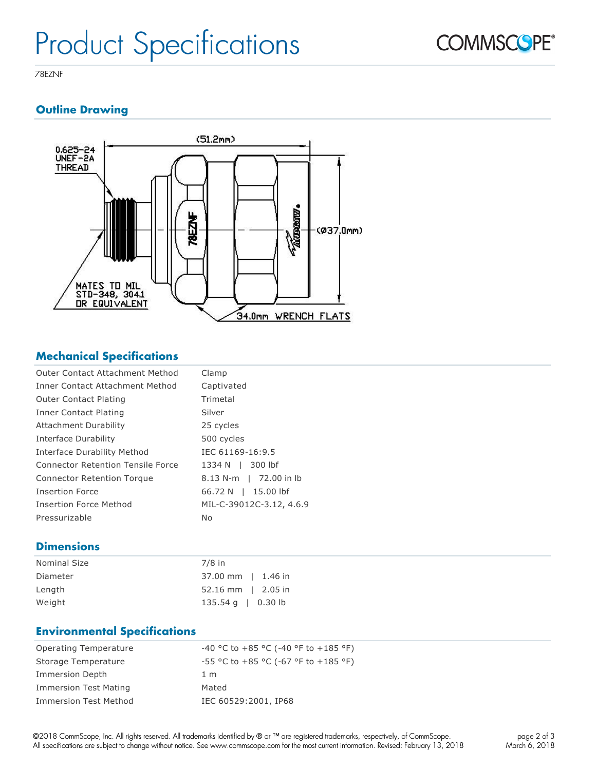# Product Specifications

78EZNF

## Outline Drawing

(51.2mm)

0.625-24 UNEF-2A THREAD

(Ø37.0mm)

MATES TO MIL STD-348, 304.1 OR EQUIVALENT

34.0mm WRENCH FLATS

## Mechanical Specifications

| | |
|---|---|
| Outer Contact Attachment Method | Clamp |
| Inner Contact Attachment Method | Captivated |
| Outer Contact Plating | Trimetal |
| Inner Contact Plating | Silver |
| Attachment Durability | 25 cycles |
| Interface Durability | 500 cycles |
| Interface Durability Method | IEC 61169-16:9.5 |
| Connector Retention Tensile Force | 1334 N \| 300 lbf |
| Connector Retention Torque | 8.13 N-m \| 72.00 in lb |
| Insertion Force | 66.72 N \| 15.00 lbf |
| Insertion Force Method | MIL-C-39012C-3.12, 4.6.9 |
| Pressurizable | No |

## Dimensions

| | |
|---|---|
| Nominal Size | 7/8 in |
| Diameter | 37.00 mm \| 1.46 in |
| Length | 52.16 mm \| 2.05 in |
| Weight | 135.54 g \| 0.30 lb |

## Environmental Specifications

| | |
|---|---|
| Operating Temperature | -40 °C to +85 °C (-40 °F to +185 °F) |
| Storage Temperature | -55 °C to +85 °C (-67 °F to +185 °F) |
| Immersion Depth | 1 m |
| Immersion Test Mating | Mated |
| Immersion Test Method | IEC 60529:2001, IP68 |

©2018 CommScope, Inc. All rights reserved. All trademarks identified by ® or ™ are registered trademarks, respectively, of CommScope. All specifications are subject to change without notice. See www.commscope.com for the most current information. Revised: February 13, 2018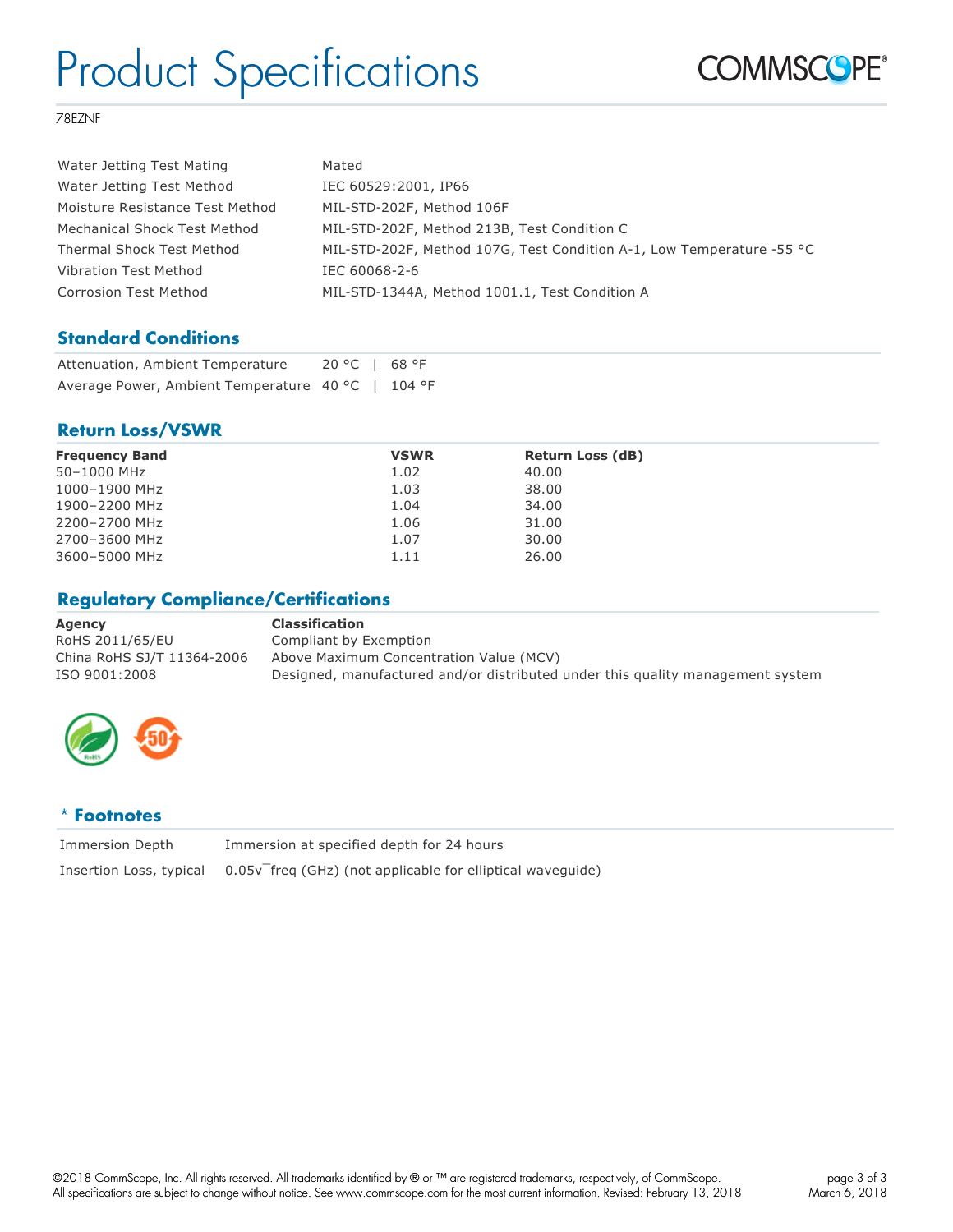# Product Specifications

78EZNF

| | |
|---|---|
| Water Jetting Test Mating | Mated |
| Water Jetting Test Method | IEC 60529:2001, IP66 |
| Moisture Resistance Test Method | MIL-STD-202F, Method 106F |
| Mechanical Shock Test Method | MIL-STD-202F, Method 213B, Test Condition C |
| Thermal Shock Test Method | MIL-STD-202F, Method 107G, Test Condition A-1, Low Temperature -55 °C |
| Vibration Test Method | IEC 60068-2-6 |
| Corrosion Test Method | MIL-STD-1344A, Method 1001.1, Test Condition A |

## Standard Conditions

| | |
|---|---|
| Attenuation, Ambient Temperature | 20 °C \| 68 °F |
| Average Power, Ambient Temperature | 40 °C \| 104 °F |

## Return Loss/VSWR

| Frequency Band | VSWR | Return Loss (dB) |
|---|---|---|
| 50–1000 MHz | 1.02 | 40.00 |
| 1000–1900 MHz | 1.03 | 38.00 |
| 1900–2200 MHz | 1.04 | 34.00 |
| 2200–2700 MHz | 1.06 | 31.00 |
| 2700–3600 MHz | 1.07 | 30.00 |
| 3600–5000 MHz | 1.11 | 26.00 |

## Regulatory Compliance/Certifications

| Agency | Classification |
|---|---|
| RoHS 2011/65/EU | Compliant by Exemption |
| China RoHS SJ/T 11364-2006 | Above Maximum Concentration Value (MCV) |
| ISO 9001:2008 | Designed, manufactured and/or distributed under this quality management system |

## * Footnotes

| | |
|---|---|
| Immersion Depth | Immersion at specified depth for 24 hours |
| Insertion Loss, typical | 0.05v¯freq (GHz) (not applicable for elliptical waveguide) |

©2018 CommScope, Inc. All rights reserved. All trademarks identified by ® or ™ are registered trademarks, respectively, of CommScope.
All specifications are subject to change without notice. See www.commscope.com for the most current information. Revised: February 13, 2018

March 6, 2018